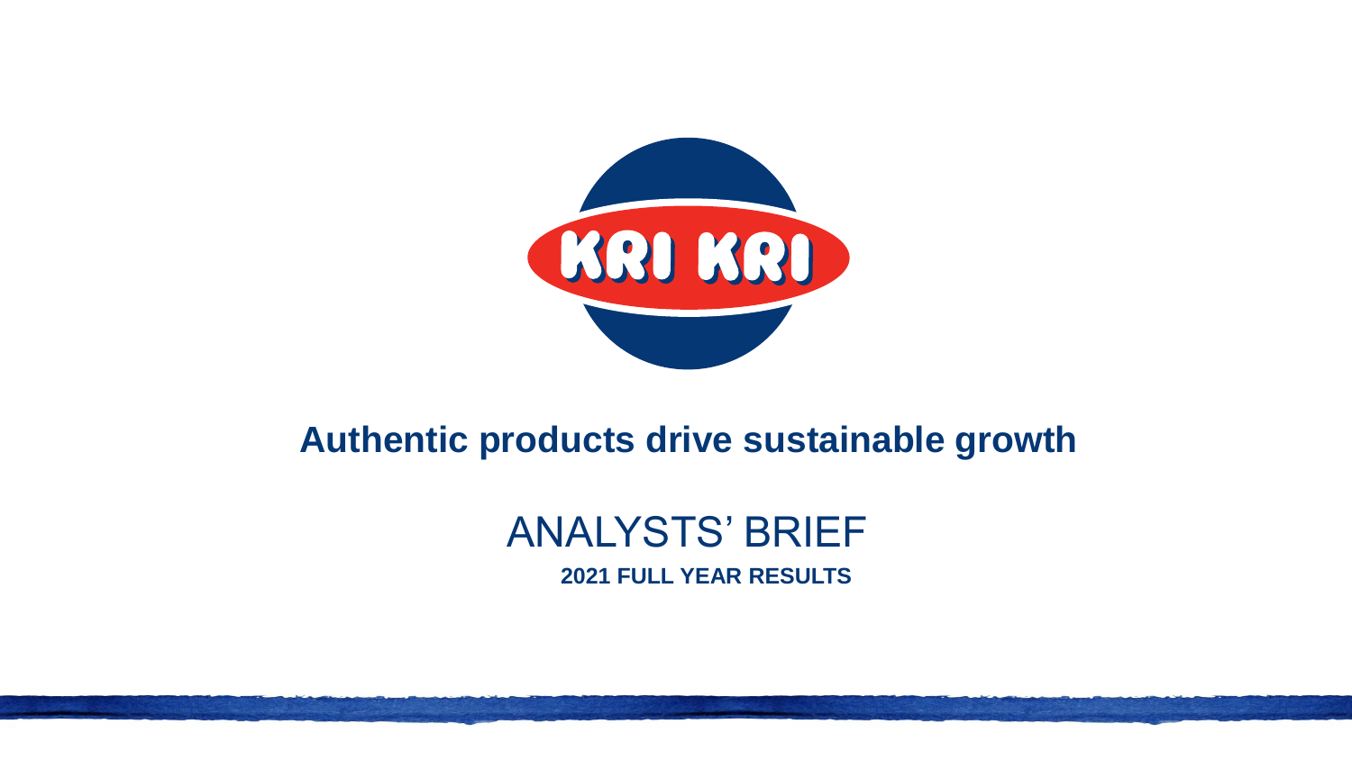KRI KRI

# Authentic products drive sustainable growth

## ANALYSTS' BRIEF

**2021 FULL YEAR RESULTS**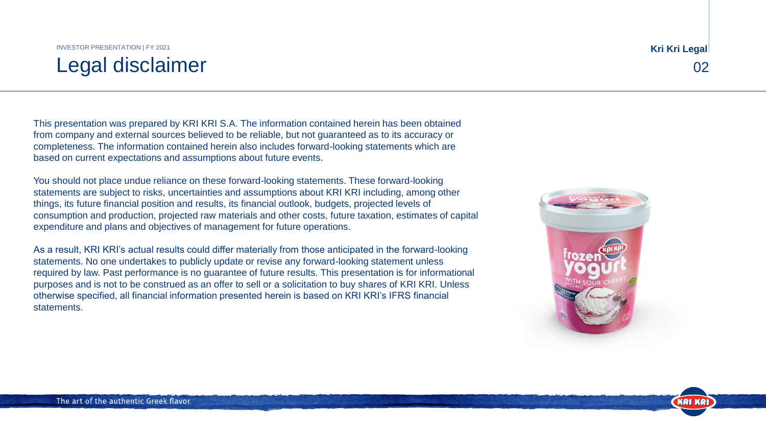# Legal disclaimer

This presentation was prepared by KRI KRI S.A. The information contained herein has been obtained from company and external sources believed to be reliable, but not guaranteed as to its accuracy or completeness. The information contained herein also includes forward-looking statements which are based on current expectations and assumptions about future events.

You should not place undue reliance on these forward-looking statements. These forward-looking statements are subject to risks, uncertainties and assumptions about KRI KRI including, among other things, its future financial position and results, its financial outlook, budgets, projected levels of consumption and production, projected raw materials and other costs, future taxation, estimates of capital expenditure and plans and objectives of management for future operations.

As a result, KRI KRI's actual results could differ materially from those anticipated in the forward-looking statements. No one undertakes to publicly update or revise any forward-looking statement unless required by law. Past performance is no guarantee of future results. This presentation is for informational purposes and is not to be construed as an offer to sell or a solicitation to buy shares of KRI KRI. Unless otherwise specified, all financial information presented herein is based on KRI KRI's IFRS financial statements.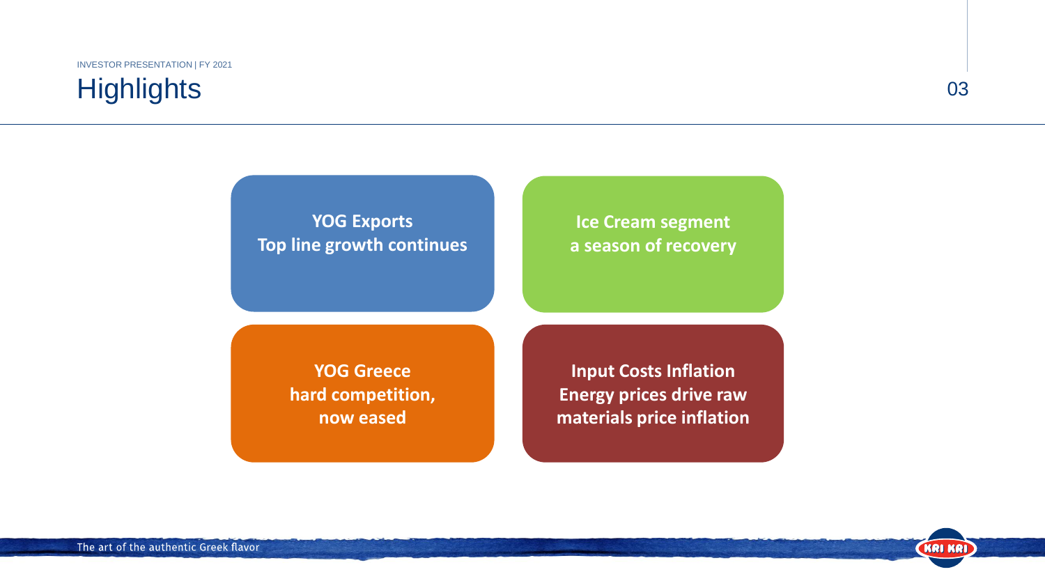# Highlights

**YOG Exports**
**Top line growth continues**

**Ice Cream segment**
**a season of recovery**

**YOG Greece**
**hard competition,**
**now eased**

**Input Costs Inflation**
**Energy prices drive raw materials price inflation**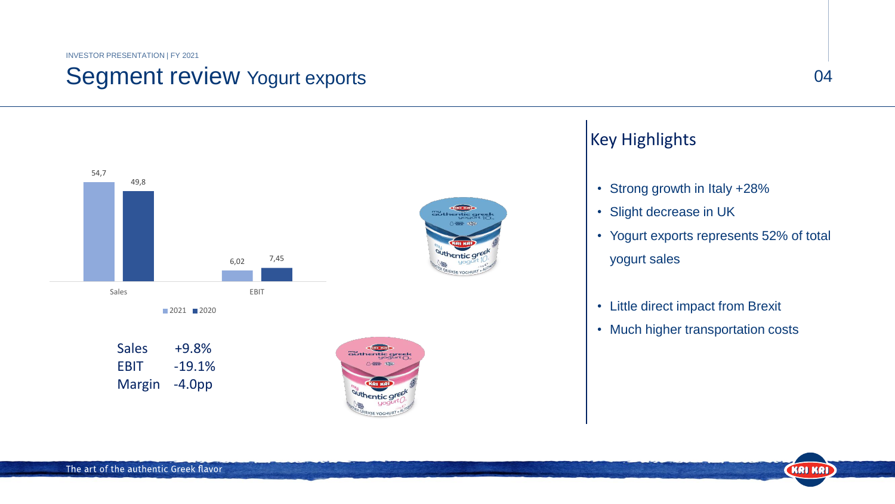INVESTOR PRESENTATION | FY 2021

# Segment review Yogurt exports

| | 2021 | 2020 |
|---|---|---|
| Sales | 54,7 | 49,8 |
| EBIT | 6,02 | 7,45 |

| | |
|---|---|
| Sales | +9.8% |
| EBIT | -19.1% |
| Margin | -4.0pp |

## Key Highlights

- Strong growth in Italy +28%
- Slight decrease in UK
- Yogurt exports represents 52% of total yogurt sales
- Little direct impact from Brexit
- Much higher transportation costs

The art of the authentic Greek flavor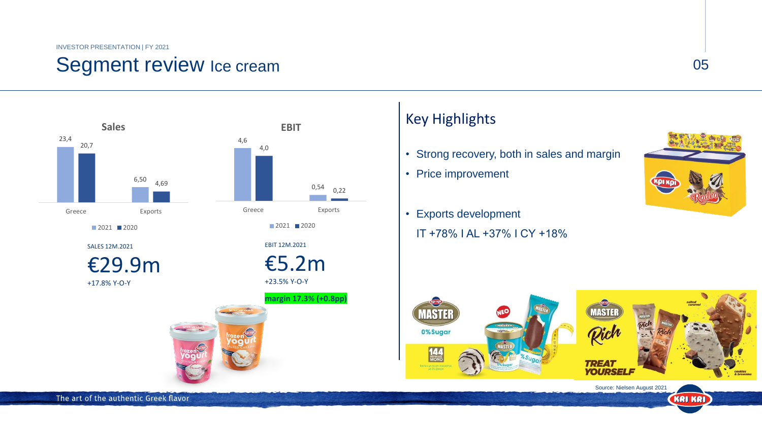# Segment review Ice cream

### Sales

| | 2021 | 2020 |
|---|---|---|
| Greece | 23,4 | 20,7 |
| Exports | 6,50 | 4,69 |

SALES 12M.2021

**€29.9m**

+17.8% Y-O-Y

### EBIT

| | 2021 | 2020 |
|---|---|---|
| Greece | 4,6 | 4,0 |
| Exports | 0,54 | 0,22 |

EBIT 12M.2021

**€5.2m**

+23.5% Y-O-Y

**margin 17.3% (+0.8pp)**

## Key Highlights

- Strong recovery, both in sales and margin
- Price improvement
- Exports development

  IT +78% I AL +37% I CY +18%

Source: Nielsen August 2021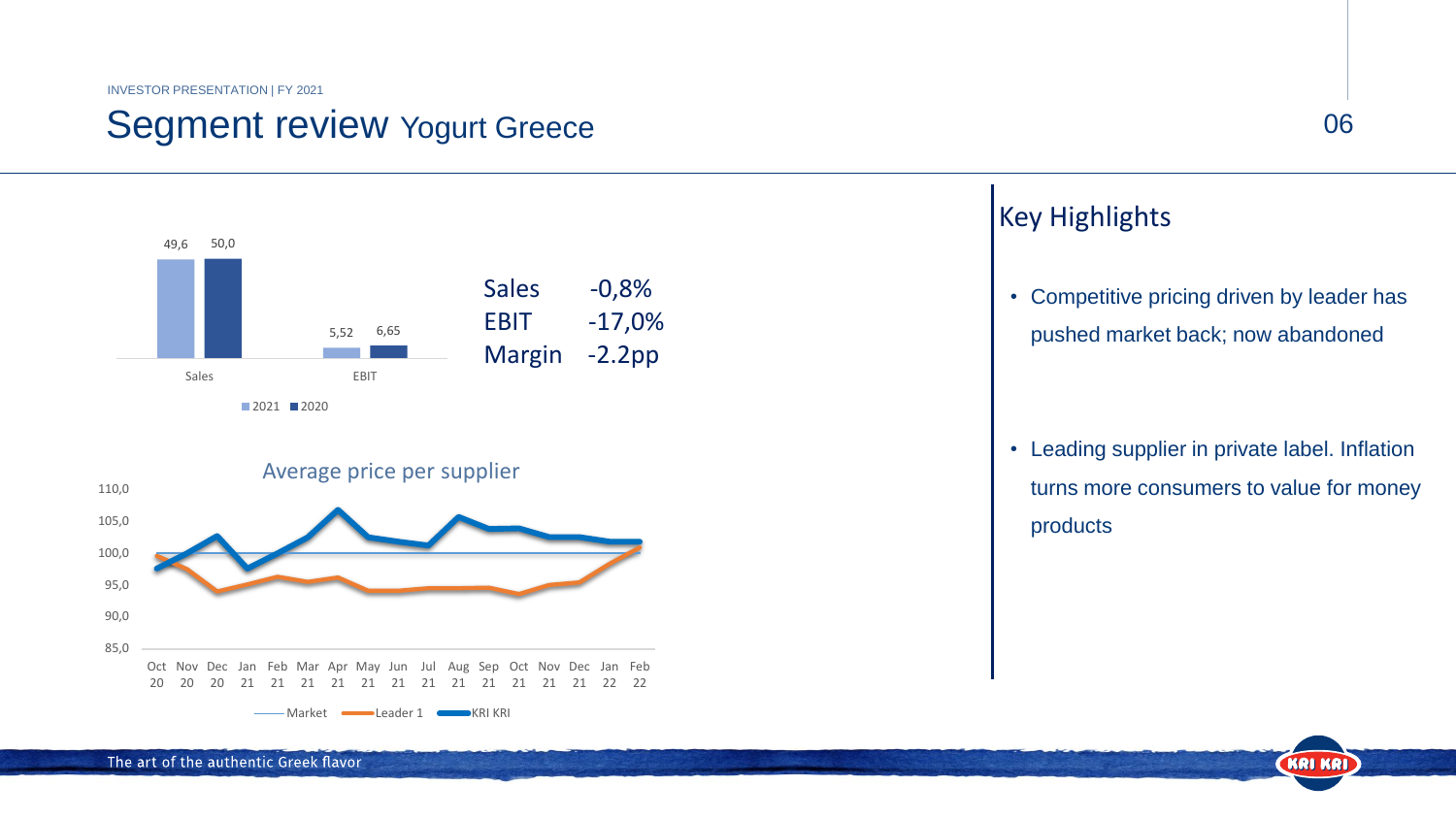# Segment review Yogurt Greece

| | 2021 | 2020 |
| --- | --- | --- |
| Sales | 49,6 | 50,0 |
| EBIT | 5,52 | 6,65 |

| | |
| --- | --- |
| Sales | -0,8% |
| EBIT | -17,0% |
| Margin | -2.2pp |

## Average price per supplier

Market, Leader 1, KRI KRI — Oct 20 to Feb 22

## Key Highlights

- Competitive pricing driven by leader has pushed market back; now abandoned
- Leading supplier in private label. Inflation turns more consumers to value for money products

The art of the authentic Greek flavor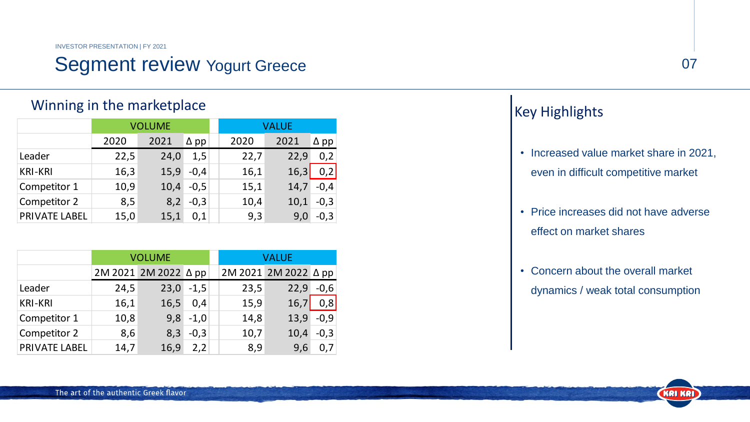# Segment review Yogurt Greece

## Winning in the marketplace

| | VOLUME | | | VALUE | | |
|---|---|---|---|---|---|---|
| | 2020 | 2021 | Δ pp | 2020 | 2021 | Δ pp |
| Leader | 22,5 | 24,0 | 1,5 | 22,7 | 22,9 | 0,2 |
| KRI-KRI | 16,3 | 15,9 | -0,4 | 16,1 | 16,3 | 0,2 |
| Competitor 1 | 10,9 | 10,4 | -0,5 | 15,1 | 14,7 | -0,4 |
| Competitor 2 | 8,5 | 8,2 | -0,3 | 10,4 | 10,1 | -0,3 |
| PRIVATE LABEL | 15,0 | 15,1 | 0,1 | 9,3 | 9,0 | -0,3 |

| | VOLUME | | | VALUE | | |
|---|---|---|---|---|---|---|
| | 2M 2021 | 2M 2022 | Δ pp | 2M 2021 | 2M 2022 | Δ pp |
| Leader | 24,5 | 23,0 | -1,5 | 23,5 | 22,9 | -0,6 |
| KRI-KRI | 16,1 | 16,5 | 0,4 | 15,9 | 16,7 | 0,8 |
| Competitor 1 | 10,8 | 9,8 | -1,0 | 14,8 | 13,9 | -0,9 |
| Competitor 2 | 8,6 | 8,3 | -0,3 | 10,7 | 10,4 | -0,3 |
| PRIVATE LABEL | 14,7 | 16,9 | 2,2 | 8,9 | 9,6 | 0,7 |

## Key Highlights

- Increased value market share in 2021, even in difficult competitive market
- Price increases did not have adverse effect on market shares
- Concern about the overall market dynamics / weak total consumption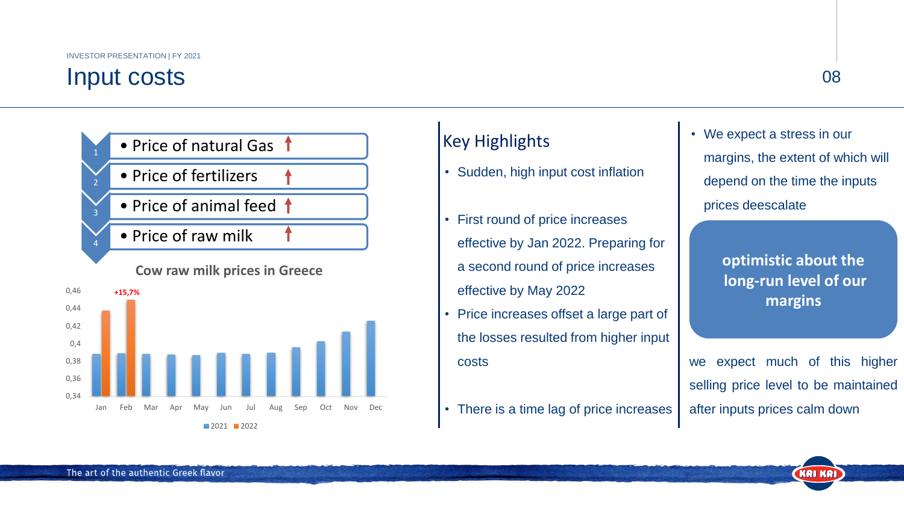# Input costs

1. Price of natural Gas ↑
2. Price of fertilizers ↑
3. Price of animal feed ↑
4. Price of raw milk ↑

**Cow raw milk prices in Greece**

| Month | 2021 | 2022 |
|---|---|---|
| Jan | ~0,39 | ~0,44 |
| Feb | ~0,39 | ~0,45 (+15,7%) |
| Mar | ~0,39 | |
| Apr | ~0,39 | |
| May | ~0,39 | |
| Jun | ~0,39 | |
| Jul | ~0,39 | |
| Aug | ~0,39 | |
| Sep | ~0,39 | |
| Oct | ~0,40 | |
| Nov | ~0,41 | |
| Dec | ~0,43 | |

## Key Highlights

- Sudden, high input cost inflation
- First round of price increases effective by Jan 2022. Preparing for a second round of price increases effective by May 2022
- Price increases offset a large part of the losses resulted from higher input costs
- There is a time lag of price increases

- We expect a stress in our margins, the extent of which will depend on the time the inputs prices deescalate

**optimistic about the long-run level of our margins**

we expect much of this higher selling price level to be maintained after inputs prices calm down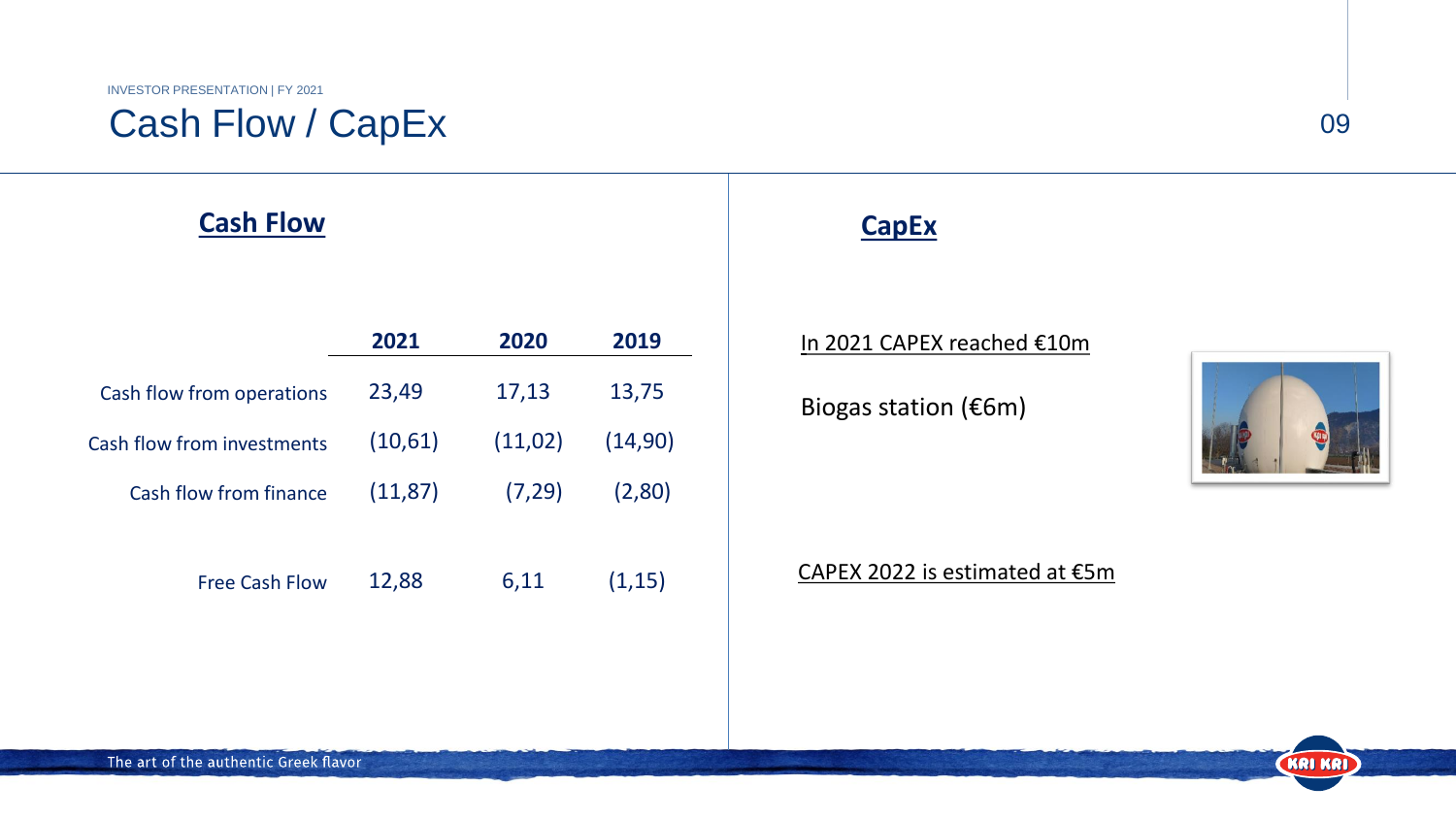# Cash Flow / CapEx

## Cash Flow

| | 2021 | 2020 | 2019 |
|---|---|---|---|
| Cash flow from operations | 23,49 | 17,13 | 13,75 |
| Cash flow from investments | (10,61) | (11,02) | (14,90) |
| Cash flow from finance | (11,87) | (7,29) | (2,80) |
| Free Cash Flow | 12,88 | 6,11 | (1,15) |

## CapEx

In 2021 CAPEX reached €10m

Biogas station (€6m)

CAPEX 2022 is estimated at €5m

The art of the authentic Greek flavor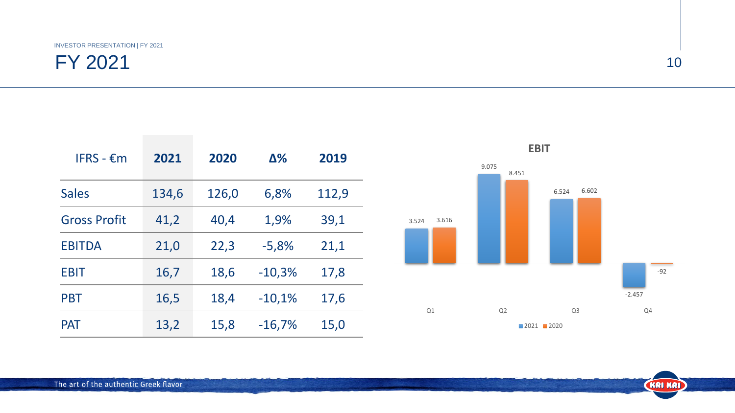# FY 2021

| IFRS - €m | 2021 | 2020 | Δ% | 2019 |
|---|---|---|---|---|
| Sales | 134,6 | 126,0 | 6,8% | 112,9 |
| Gross Profit | 41,2 | 40,4 | 1,9% | 39,1 |
| EBITDA | 21,0 | 22,3 | -5,8% | 21,1 |
| EBIT | 16,7 | 18,6 | -10,3% | 17,8 |
| PBT | 16,5 | 18,4 | -10,1% | 17,6 |
| PAT | 13,2 | 15,8 | -16,7% | 15,0 |

**EBIT**

| | Q1 | Q2 | Q3 | Q4 |
|---|---|---|---|---|
| 2021 | 3.524 | 9.075 | 6.524 | -2.457 |
| 2020 | 3.616 | 8.451 | 6.602 | -92 |

The art of the authentic Greek flavor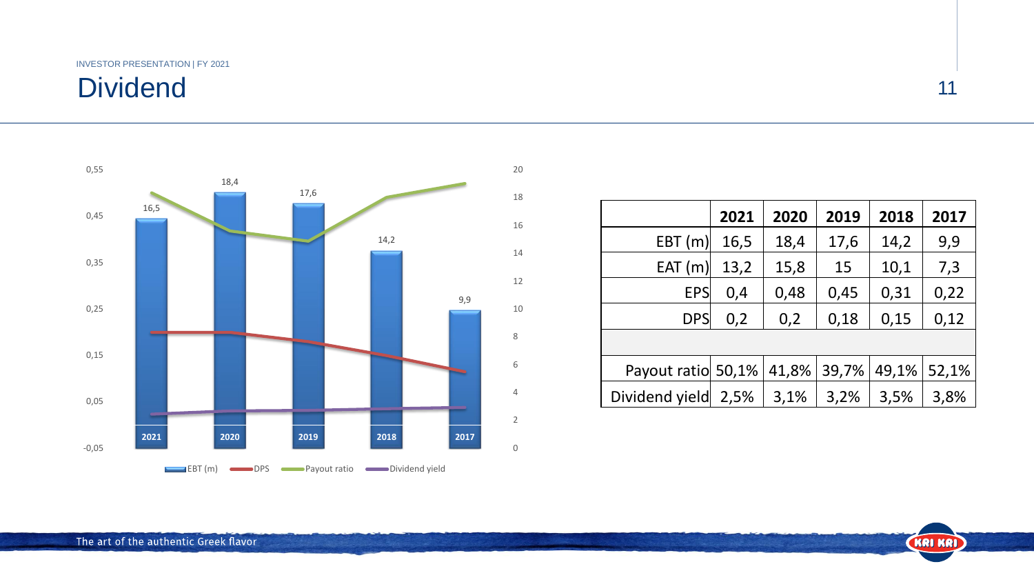# Dividend

| | 2021 | 2020 | 2019 | 2018 | 2017 |
|---|---|---|---|---|---|
| EBT (m) | 16,5 | 18,4 | 17,6 | 14,2 | 9,9 |
| EAT (m) | 13,2 | 15,8 | 15 | 10,1 | 7,3 |
| EPS | 0,4 | 0,48 | 0,45 | 0,31 | 0,22 |
| DPS | 0,2 | 0,2 | 0,18 | 0,15 | 0,12 |
| | | | | | |
| Payout ratio | 50,1% | 41,8% | 39,7% | 49,1% | 52,1% |
| Dividend yield | 2,5% | 3,1% | 3,2% | 3,5% | 3,8% |

The art of the authentic Greek flavor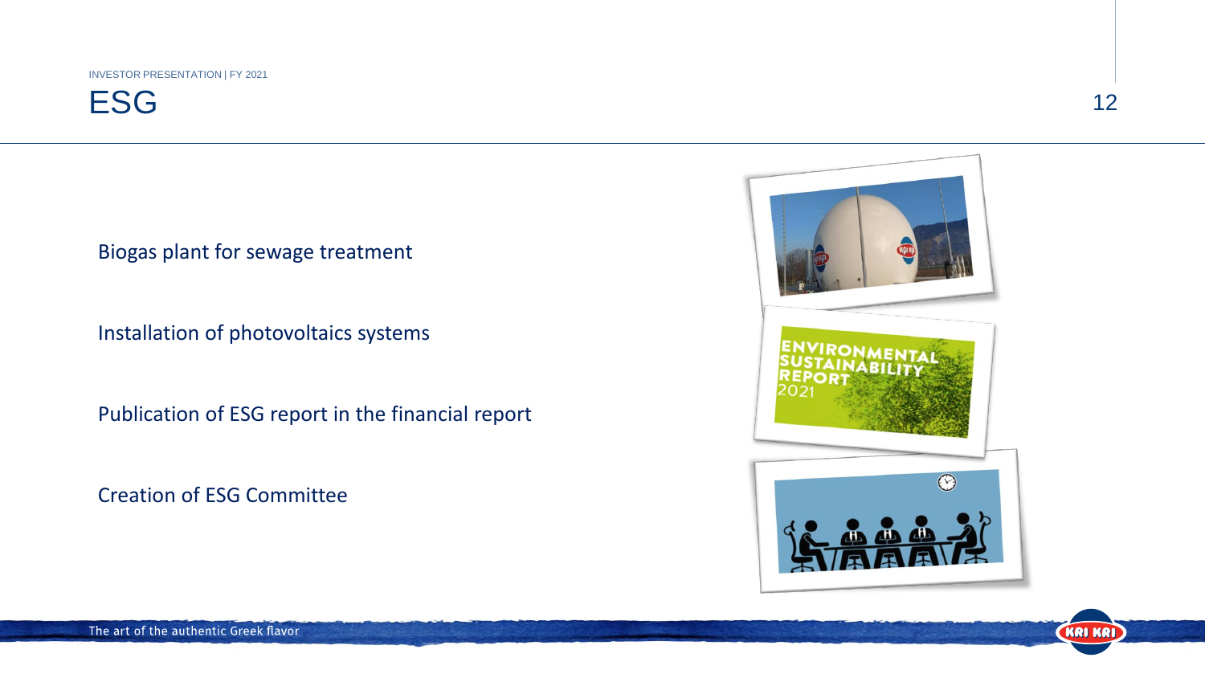# ESG

Biogas plant for sewage treatment

Installation of photovoltaics systems

Publication of ESG report in the financial report

Creation of ESG Committee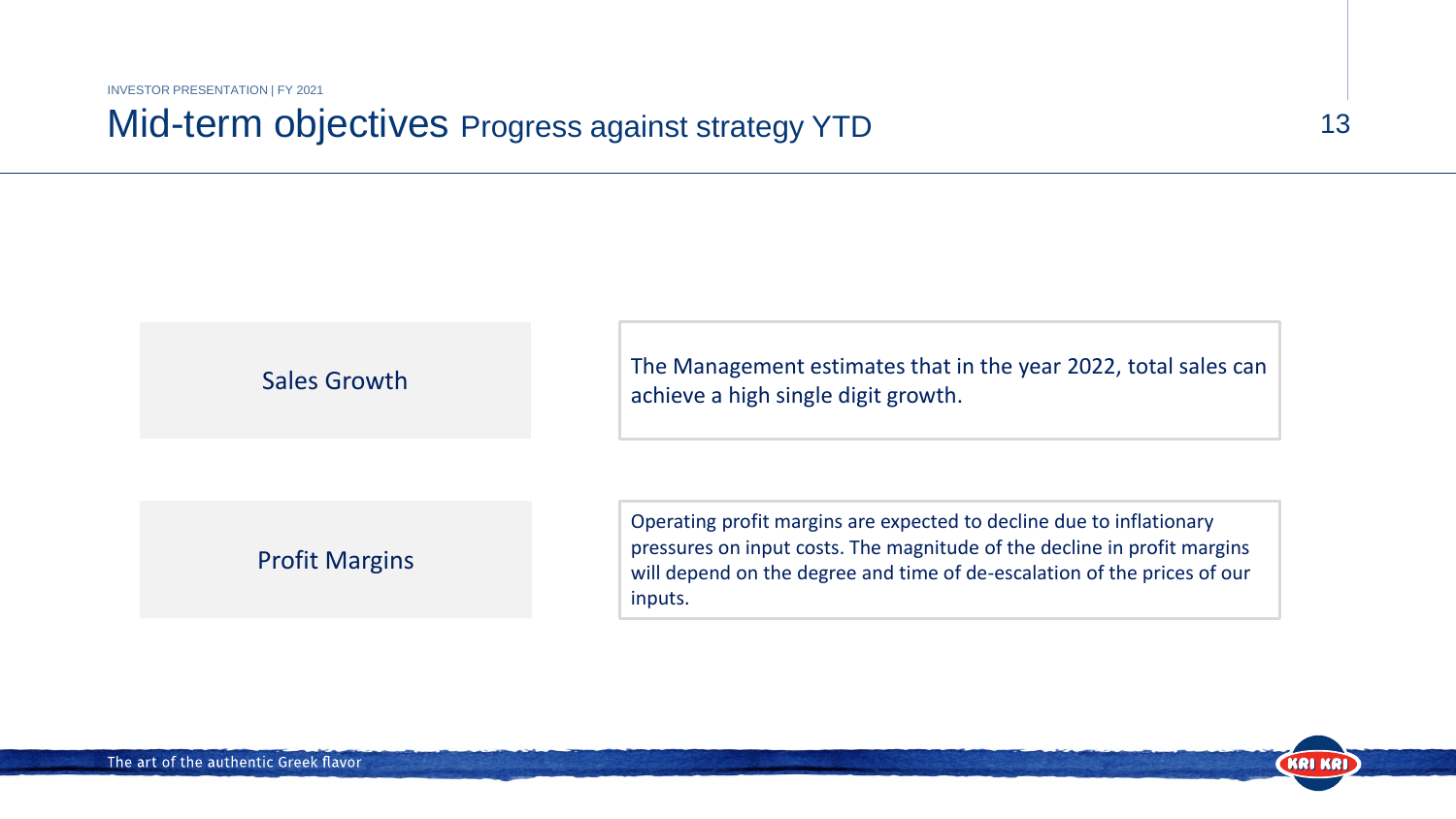# Mid-term objectives Progress against strategy YTD

| | |
|---|---|
| Sales Growth | The Management estimates that in the year 2022, total sales can achieve a high single digit growth. |
| Profit Margins | Operating profit margins are expected to decline due to inflationary pressures on input costs. The magnitude of the decline in profit margins will depend on the degree and time of de-escalation of the prices of our inputs. |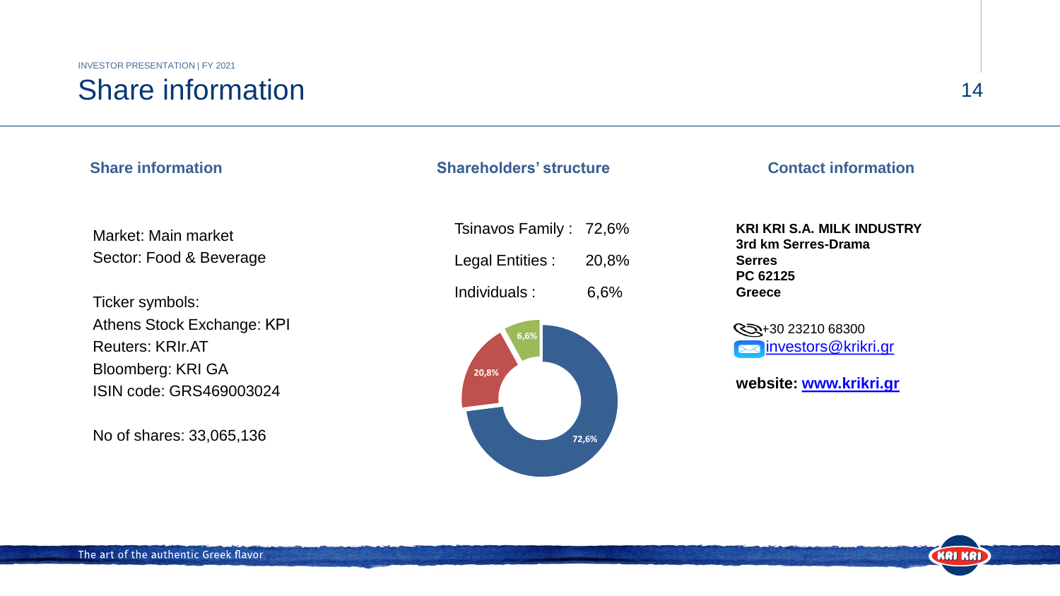# Share information

## Share information

Market: Main market
Sector: Food & Beverage

Ticker symbols:
Athens Stock Exchange: KPI
Reuters: KRIr.AT
Bloomberg: KRI GA
ISIN code: GRS469003024

No of shares: 33,065,136

## Shareholders' structure

Tsinavos Family : 72,6%

Legal Entities : 20,8%

Individuals : 6,6%

6,6%
20,8%
72,6%

## Contact information

**KRI KRI S.A. MILK INDUSTRY**
**3rd km Serres-Drama**
**Serres**
**PC 62125**
**Greece**

+30 23210 68300
investors@krikri.gr

**website: www.krikri.gr**

The art of the authentic Greek flavor